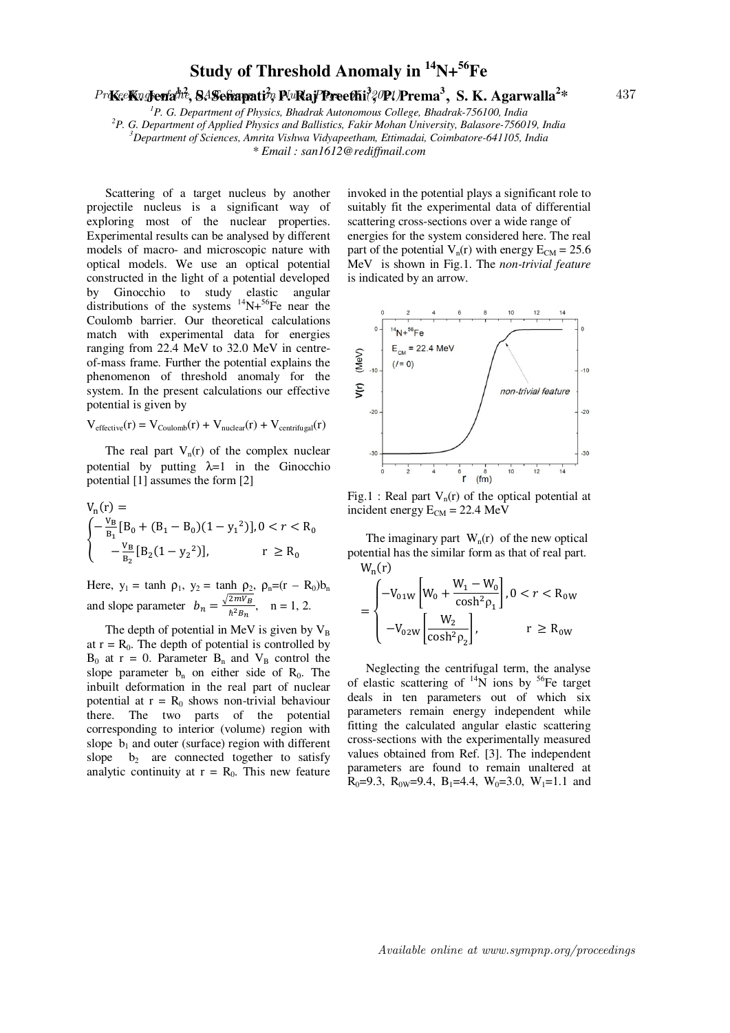# Study of Threshold Anomaly in $^{14}N+^{56}Fe$

**K. K. Jena[1,2], S. Senapati[2], P. Raj Preethi[3], P. Prema[3], S. K. Agarwalla[2]***

[1]P. G. Department of Physics, Bhadrak Autonomous College, Bhadrak-756100, India
[2]P. G. Department of Applied Physics and Ballistics, Fakir Mohan University, Balasore-756019, India
[3]Department of Sciences, Amrita Vishwa Vidyapeetham, Ettimadai, Coimbatore-641105, India
* Email : san1612@rediffmail.com

Scattering of a target nucleus by another projectile nucleus is a significant way of exploring most of the nuclear properties. Experimental results can be analysed by different models of macro- and microscopic nature with optical models. We use an optical potential constructed in the light of a potential developed by Ginocchio to study elastic angular distributions of the systems $^{14}N+^{56}Fe$ near the Coulomb barrier. Our theoretical calculations match with experimental data for energies ranging from 22.4 MeV to 32.0 MeV in centre-of-mass frame. Further the potential explains the phenomenon of threshold anomaly for the system. In the present calculations our effective potential is given by

$$V_{effective}(r) = V_{Coulomb}(r) + V_{nuclear}(r) + V_{centrifugal}(r)$$

The real part $V_n(r)$ of the complex nuclear potential by putting λ=1 in the Ginocchio potential [1] assumes the form [2]

$$V_n(r) = \begin{cases} -\frac{V_B}{B_1}[B_0 + (B_1 - B_0)(1 - {y_1}^2)], & 0 < r < R_0 \\ -\frac{V_B}{B_2}[B_2(1 - {y_2}^2)], & r \geq R_0 \end{cases}$$

Here, $y_1 = \tanh \rho_1$, $y_2 = \tanh \rho_2$, $\rho_n = (r - R_0)b_n$ and slope parameter $b_n = \frac{\sqrt{2mV_B}}{\hbar^2 B_n}$, n = 1, 2.

The depth of potential in MeV is given by $V_B$ at $r = R_0$. The depth of potential is controlled by $B_0$ at r = 0. Parameter $B_n$ and $V_B$ control the slope parameter $b_n$ on either side of $R_0$. The inbuilt deformation in the real part of nuclear potential at $r = R_0$ shows non-trivial behaviour there. The two parts of the potential corresponding to interior (volume) region with slope $b_1$ and outer (surface) region with different slope $b_2$ are connected together to satisfy analytic continuity at $r = R_0$. This new feature invoked in the potential plays a significant role to suitably fit the experimental data of differential scattering cross-sections over a wide range of energies for the system considered here. The real part of the potential $V_n(r)$ with energy $E_{CM}$ = 25.6 MeV is shown in Fig.1. The *non-trivial feature* is indicated by an arrow.

Fig.1 : Real part $V_n(r)$ of the optical potential at incident energy $E_{CM}$ = 22.4 MeV

The imaginary part $W_n(r)$ of the new optical potential has the similar form as that of real part.

$$W_n(r) = \begin{cases} -V_{01W}\left[W_0 + \frac{W_1 - W_0}{\cosh^2 \rho_1}\right], & 0 < r < R_{0W} \\ -V_{02W}\left[\frac{W_2}{\cosh^2 \rho_2}\right], & r \geq R_{0W} \end{cases}$$

Neglecting the centrifugal term, the analyse of elastic scattering of $^{14}N$ ions by $^{56}Fe$ target deals in ten parameters out of which six parameters remain energy independent while fitting the calculated angular elastic scattering cross-sections with the experimentally measured values obtained from Ref. [3]. The independent parameters are found to remain unaltered at $R_0$=9.3, $R_{0W}$=9.4, $B_1$=4.4, $W_0$=3.0, $W_1$=1.1 and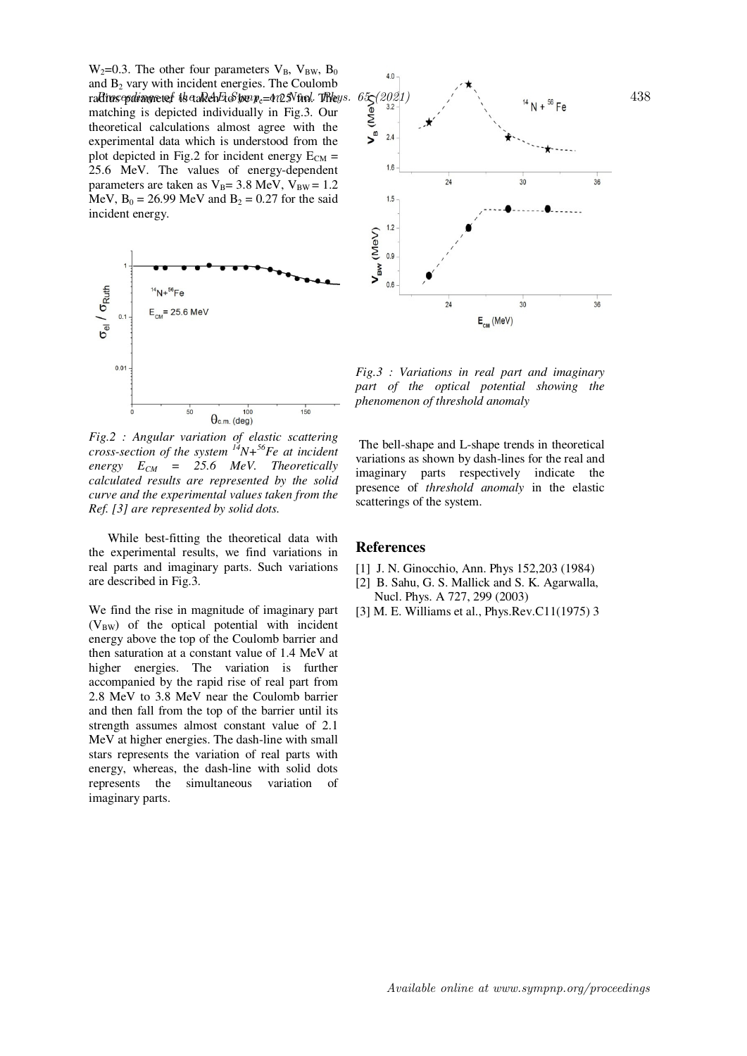$W_2$=0.3. The other four parameters $V_B$, $V_{BW}$, $B_0$ and $B_2$ vary with incident energies. The Coulomb radius parameter is taken to be $r_c$=1.25 fm. The matching is depicted individually in Fig.3. Our theoretical calculations almost agree with the experimental data which is understood from the plot depicted in Fig.2 for incident energy $E_{CM}$ = 25.6 MeV. The values of energy-dependent parameters are taken as $V_B$= 3.8 MeV, $V_{BW}$ = 1.2 MeV, $B_0$ = 26.99 MeV and $B_2$ = 0.27 for the said incident energy.

$^{14}$N+$^{56}$Fe

$E_{CM}$= 25.6 MeV

$\sigma_{el} / \sigma_{Ruth}$

$\theta_{c.m.}$ (deg)

*Fig.2 : Angular variation of elastic scattering cross-section of the system $^{14}N$+$^{56}Fe$ at incident energy $E_{CM}$ = 25.6 MeV. Theoretically calculated results are represented by the solid curve and the experimental values taken from the Ref. [3] are represented by solid dots.*

While best-fitting the theoretical data with the experimental results, we find variations in real parts and imaginary parts. Such variations are described in Fig.3.

We find the rise in magnitude of imaginary part ($V_{BW}$) of the optical potential with incident energy above the top of the Coulomb barrier and then saturation at a constant value of 1.4 MeV at higher energies. The variation is further accompanied by the rapid rise of real part from 2.8 MeV to 3.8 MeV near the Coulomb barrier and then fall from the top of the barrier until its strength assumes almost constant value of 2.1 MeV at higher energies. The dash-line with small stars represents the variation of real parts with energy, whereas, the dash-line with solid dots represents the simultaneous variation of imaginary parts.

$^{14}$N + $^{56}$Fe

$V_B$ (MeV)

$V_{BW}$ (MeV)

$E_{CM}$ (MeV)

*Fig.3 : Variations in real part and imaginary part of the optical potential showing the phenomenon of threshold anomaly*

The bell-shape and L-shape trends in theoretical variations as shown by dash-lines for the real and imaginary parts respectively indicate the presence of *threshold anomaly* in the elastic scatterings of the system.

## References

[1] J. N. Ginocchio, Ann. Phys 152,203 (1984)

[2] B. Sahu, G. S. Mallick and S. K. Agarwalla, Nucl. Phys. A 727, 299 (2003)

[3] M. E. Williams et al., Phys.Rev.C11(1975) 3